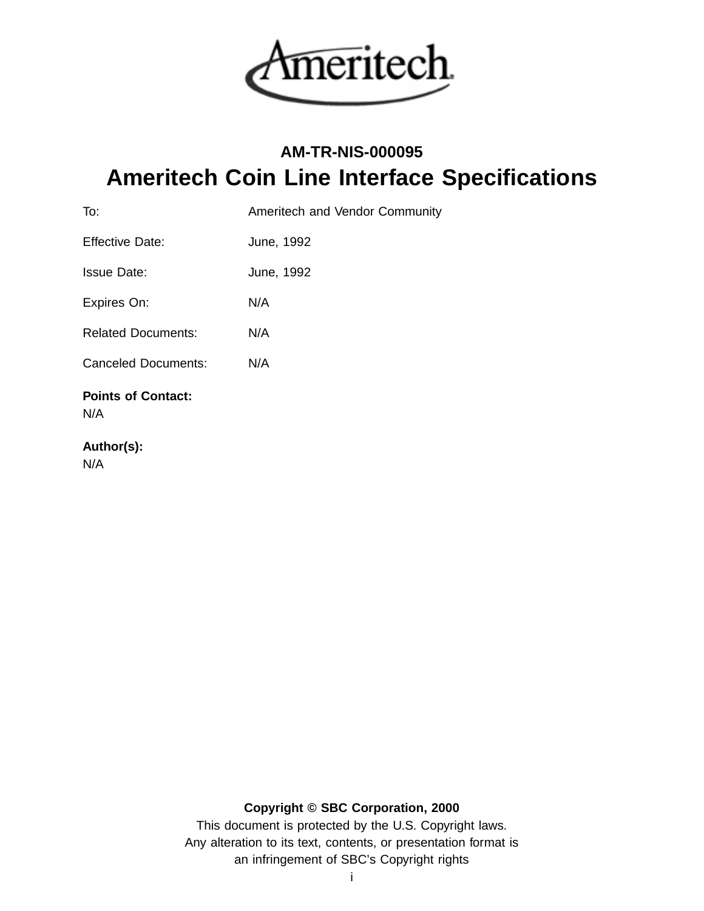Ameritech

**AM-TR-NIS-000095**

# Ameritech Coin Line Interface Specifications

| | |
|---|---|
| To: | Ameritech and Vendor Community |
| Effective Date: | June, 1992 |
| Issue Date: | June, 1992 |
| Expires On: | N/A |
| Related Documents: | N/A |
| Canceled Documents: | N/A |

**Points of Contact:**
N/A

**Author(s):**
N/A

**Copyright © SBC Corporation, 2000**
This document is protected by the U.S. Copyright laws.
Any alteration to its text, contents, or presentation format is an infringement of SBC's Copyright rights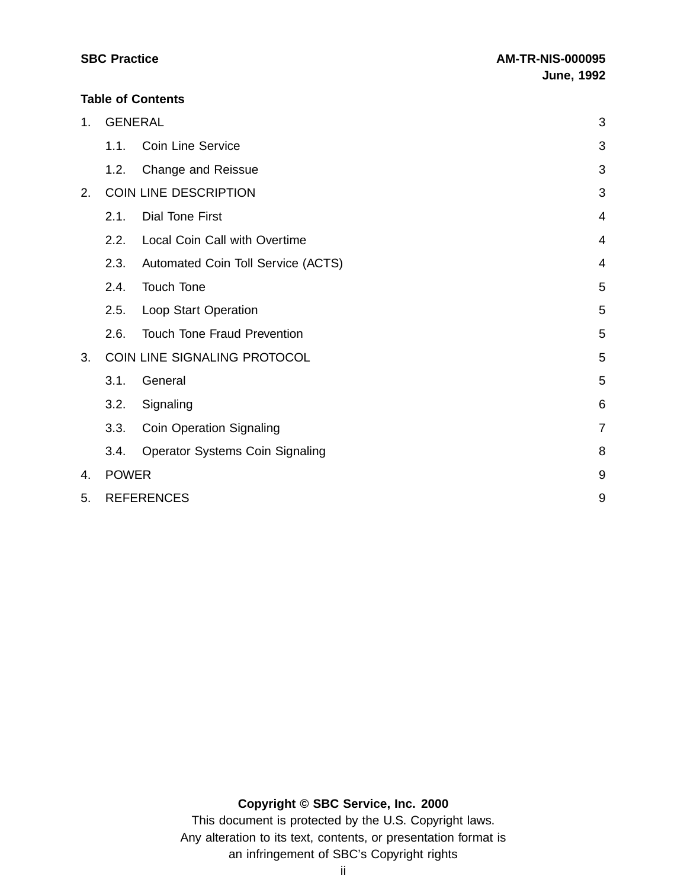**Table of Contents**

1. GENERAL 3
   - 1.1. Coin Line Service 3
   - 1.2. Change and Reissue 3
2. COIN LINE DESCRIPTION 3
   - 2.1. Dial Tone First 4
   - 2.2. Local Coin Call with Overtime 4
   - 2.3. Automated Coin Toll Service (ACTS) 4
   - 2.4. Touch Tone 5
   - 2.5. Loop Start Operation 5
   - 2.6. Touch Tone Fraud Prevention 5
3. COIN LINE SIGNALING PROTOCOL 5
   - 3.1. General 5
   - 3.2. Signaling 6
   - 3.3. Coin Operation Signaling 7
   - 3.4. Operator Systems Coin Signaling 8
4. POWER 9
5. REFERENCES 9

**Copyright © SBC Service, Inc. 2000**

This document is protected by the U.S. Copyright laws.
Any alteration to its text, contents, or presentation format is an infringement of SBC's Copyright rights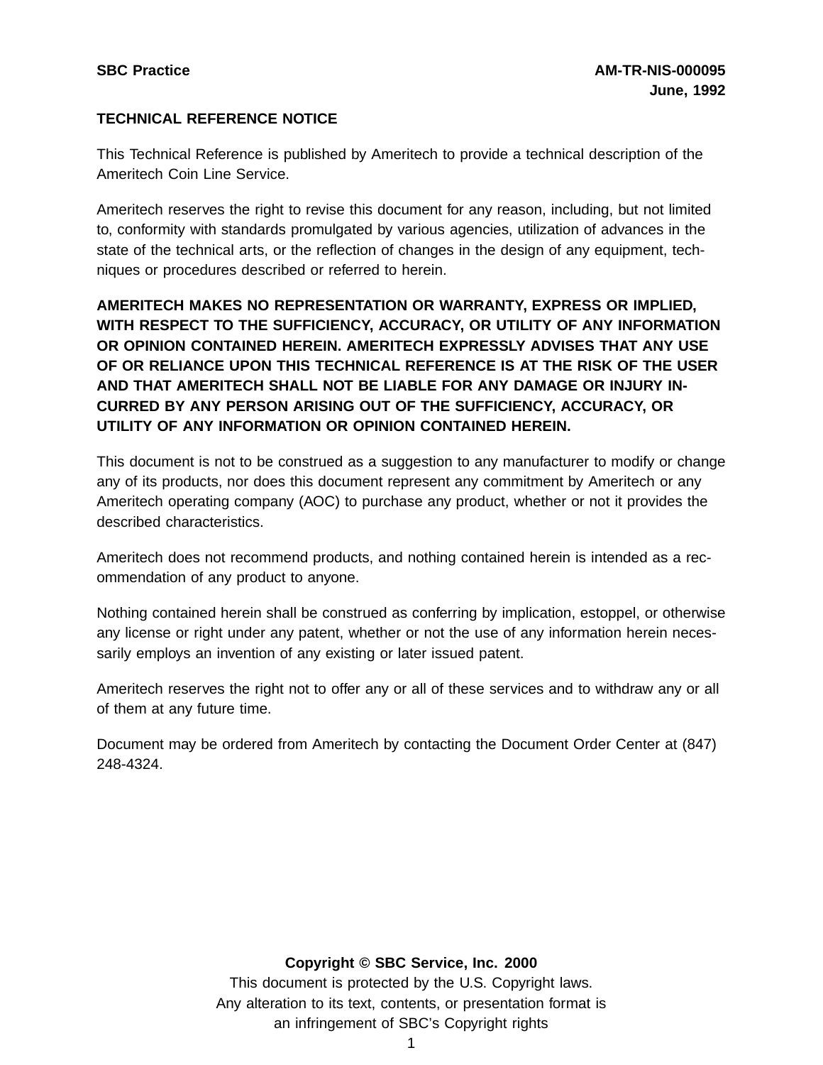## TECHNICAL REFERENCE NOTICE

This Technical Reference is published by Ameritech to provide a technical description of the Ameritech Coin Line Service.

Ameritech reserves the right to revise this document for any reason, including, but not limited to, conformity with standards promulgated by various agencies, utilization of advances in the state of the technical arts, or the reflection of changes in the design of any equipment, techniques or procedures described or referred to herein.

**AMERITECH MAKES NO REPRESENTATION OR WARRANTY, EXPRESS OR IMPLIED, WITH RESPECT TO THE SUFFICIENCY, ACCURACY, OR UTILITY OF ANY INFORMATION OR OPINION CONTAINED HEREIN. AMERITECH EXPRESSLY ADVISES THAT ANY USE OF OR RELIANCE UPON THIS TECHNICAL REFERENCE IS AT THE RISK OF THE USER AND THAT AMERITECH SHALL NOT BE LIABLE FOR ANY DAMAGE OR INJURY INCURRED BY ANY PERSON ARISING OUT OF THE SUFFICIENCY, ACCURACY, OR UTILITY OF ANY INFORMATION OR OPINION CONTAINED HEREIN.**

This document is not to be construed as a suggestion to any manufacturer to modify or change any of its products, nor does this document represent any commitment by Ameritech or any Ameritech operating company (AOC) to purchase any product, whether or not it provides the described characteristics.

Ameritech does not recommend products, and nothing contained herein is intended as a recommendation of any product to anyone.

Nothing contained herein shall be construed as conferring by implication, estoppel, or otherwise any license or right under any patent, whether or not the use of any information herein necessarily employs an invention of any existing or later issued patent.

Ameritech reserves the right not to offer any or all of these services and to withdraw any or all of them at any future time.

Document may be ordered from Ameritech by contacting the Document Order Center at (847) 248-4324.

**Copyright © SBC Service, Inc. 2000**

This document is protected by the U.S. Copyright laws.
Any alteration to its text, contents, or presentation format is an infringement of SBC's Copyright rights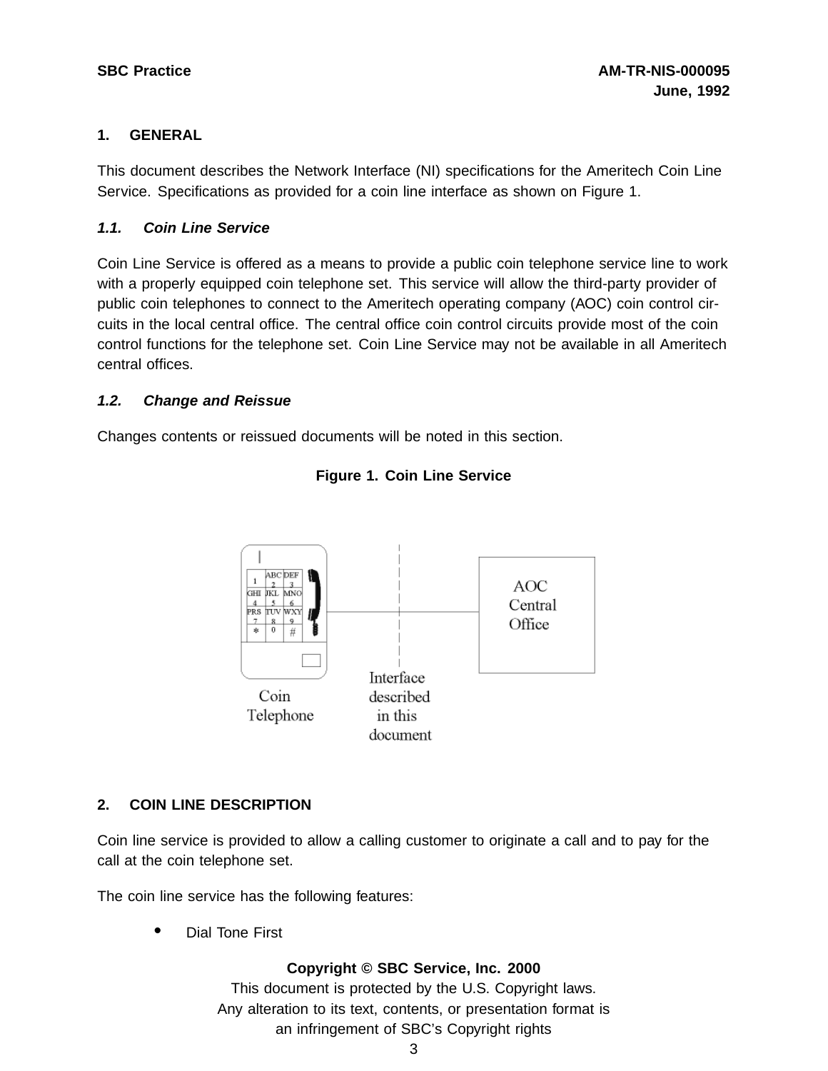## 1. GENERAL

This document describes the Network Interface (NI) specifications for the Ameritech Coin Line Service. Specifications as provided for a coin line interface as shown on Figure 1.

### 1.1. Coin Line Service

Coin Line Service is offered as a means to provide a public coin telephone service line to work with a properly equipped coin telephone set. This service will allow the third-party provider of public coin telephones to connect to the Ameritech operating company (AOC) coin control circuits in the local central office. The central office coin control circuits provide most of the coin control functions for the telephone set. Coin Line Service may not be available in all Ameritech central offices.

### 1.2. Change and Reissue

Changes contents or reissued documents will be noted in this section.

**Figure 1. Coin Line Service**

Coin Telephone

Interface described in this document

AOC Central Office

## 2. COIN LINE DESCRIPTION

Coin line service is provided to allow a calling customer to originate a call and to pay for the call at the coin telephone set.

The coin line service has the following features:

- Dial Tone First

**Copyright © SBC Service, Inc. 2000**
This document is protected by the U.S. Copyright laws.
Any alteration to its text, contents, or presentation format is
an infringement of SBC's Copyright rights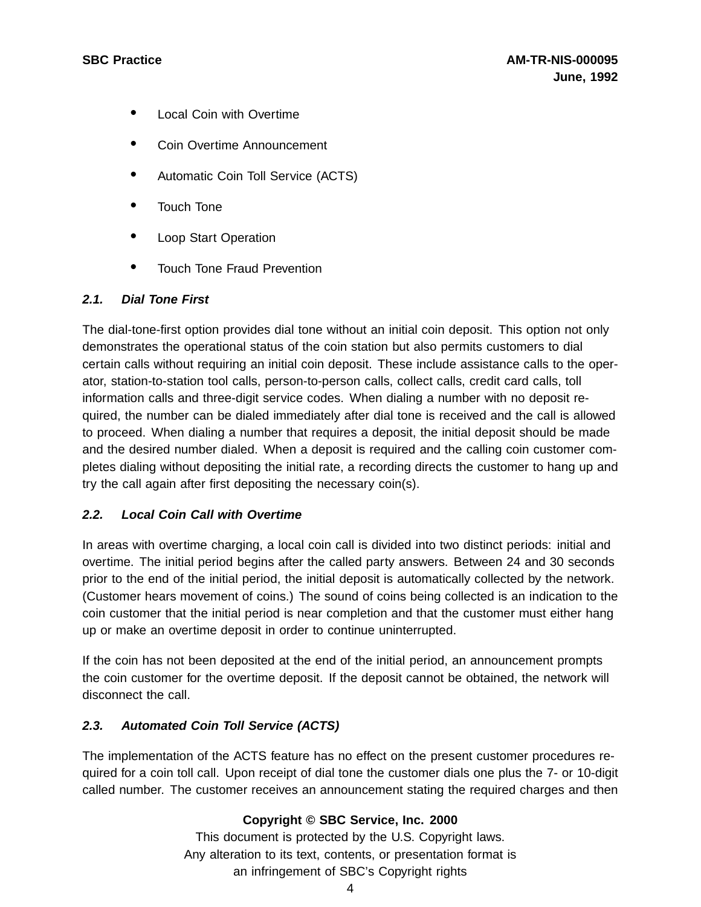- Local Coin with Overtime
- Coin Overtime Announcement
- Automatic Coin Toll Service (ACTS)
- Touch Tone
- Loop Start Operation
- Touch Tone Fraud Prevention

### *2.1. Dial Tone First*

The dial-tone-first option provides dial tone without an initial coin deposit. This option not only demonstrates the operational status of the coin station but also permits customers to dial certain calls without requiring an initial coin deposit. These include assistance calls to the operator, station-to-station tool calls, person-to-person calls, collect calls, credit card calls, toll information calls and three-digit service codes. When dialing a number with no deposit required, the number can be dialed immediately after dial tone is received and the call is allowed to proceed. When dialing a number that requires a deposit, the initial deposit should be made and the desired number dialed. When a deposit is required and the calling coin customer completes dialing without depositing the initial rate, a recording directs the customer to hang up and try the call again after first depositing the necessary coin(s).

### *2.2. Local Coin Call with Overtime*

In areas with overtime charging, a local coin call is divided into two distinct periods: initial and overtime. The initial period begins after the called party answers. Between 24 and 30 seconds prior to the end of the initial period, the initial deposit is automatically collected by the network. (Customer hears movement of coins.) The sound of coins being collected is an indication to the coin customer that the initial period is near completion and that the customer must either hang up or make an overtime deposit in order to continue uninterrupted.

If the coin has not been deposited at the end of the initial period, an announcement prompts the coin customer for the overtime deposit. If the deposit cannot be obtained, the network will disconnect the call.

### *2.3. Automated Coin Toll Service (ACTS)*

The implementation of the ACTS feature has no effect on the present customer procedures required for a coin toll call. Upon receipt of dial tone the customer dials one plus the 7- or 10-digit called number. The customer receives an announcement stating the required charges and then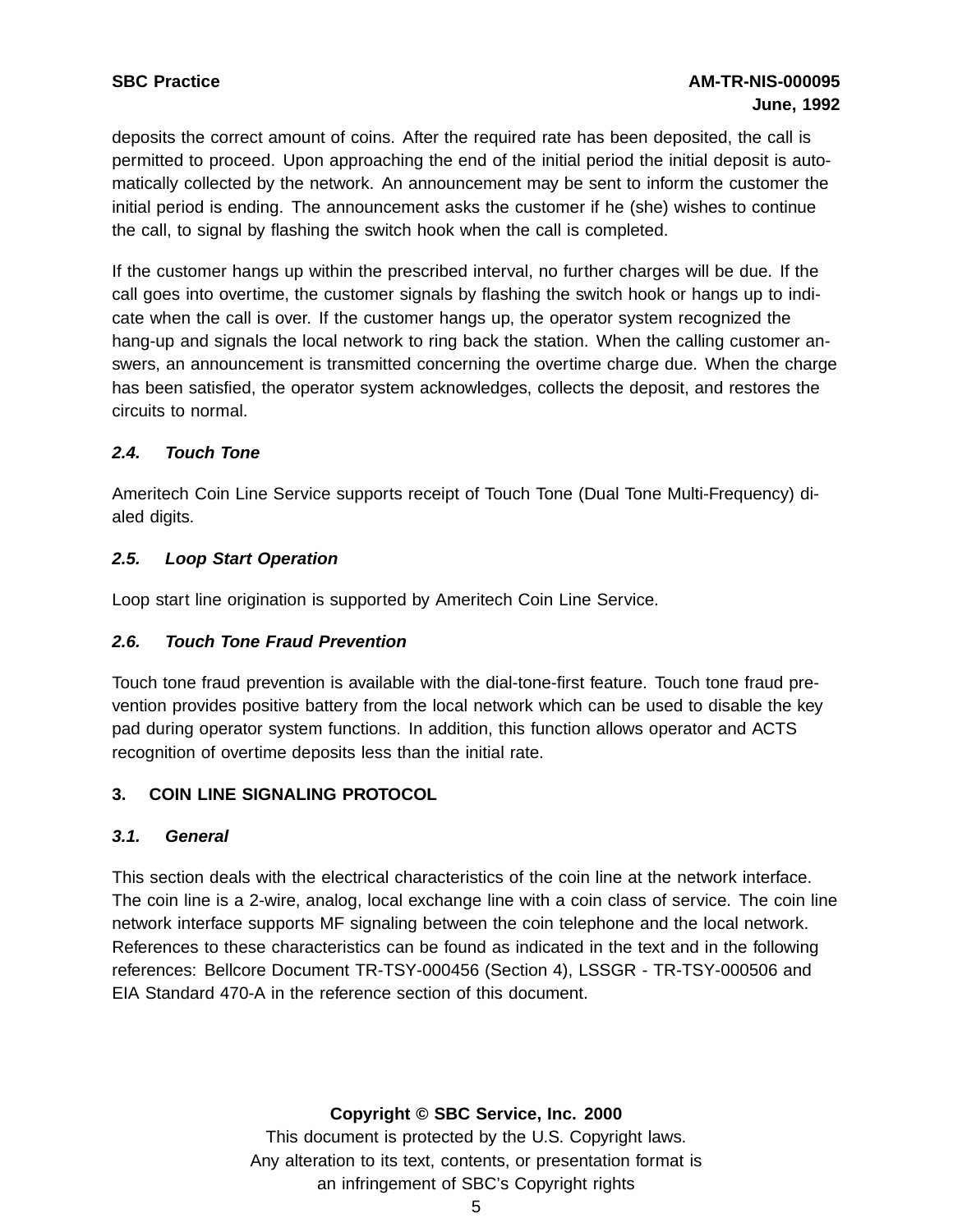deposits the correct amount of coins. After the required rate has been deposited, the call is permitted to proceed. Upon approaching the end of the initial period the initial deposit is automatically collected by the network. An announcement may be sent to inform the customer the initial period is ending. The announcement asks the customer if he (she) wishes to continue the call, to signal by flashing the switch hook when the call is completed.

If the customer hangs up within the prescribed interval, no further charges will be due. If the call goes into overtime, the customer signals by flashing the switch hook or hangs up to indicate when the call is over. If the customer hangs up, the operator system recognized the hang-up and signals the local network to ring back the station. When the calling customer answers, an announcement is transmitted concerning the overtime charge due. When the charge has been satisfied, the operator system acknowledges, collects the deposit, and restores the circuits to normal.

### *2.4. Touch Tone*

Ameritech Coin Line Service supports receipt of Touch Tone (Dual Tone Multi-Frequency) dialed digits.

### *2.5. Loop Start Operation*

Loop start line origination is supported by Ameritech Coin Line Service.

### *2.6. Touch Tone Fraud Prevention*

Touch tone fraud prevention is available with the dial-tone-first feature. Touch tone fraud prevention provides positive battery from the local network which can be used to disable the key pad during operator system functions. In addition, this function allows operator and ACTS recognition of overtime deposits less than the initial rate.

## 3. COIN LINE SIGNALING PROTOCOL

### *3.1. General*

This section deals with the electrical characteristics of the coin line at the network interface. The coin line is a 2-wire, analog, local exchange line with a coin class of service. The coin line network interface supports MF signaling between the coin telephone and the local network. References to these characteristics can be found as indicated in the text and in the following references: Bellcore Document TR-TSY-000456 (Section 4), LSSGR - TR-TSY-000506 and EIA Standard 470-A in the reference section of this document.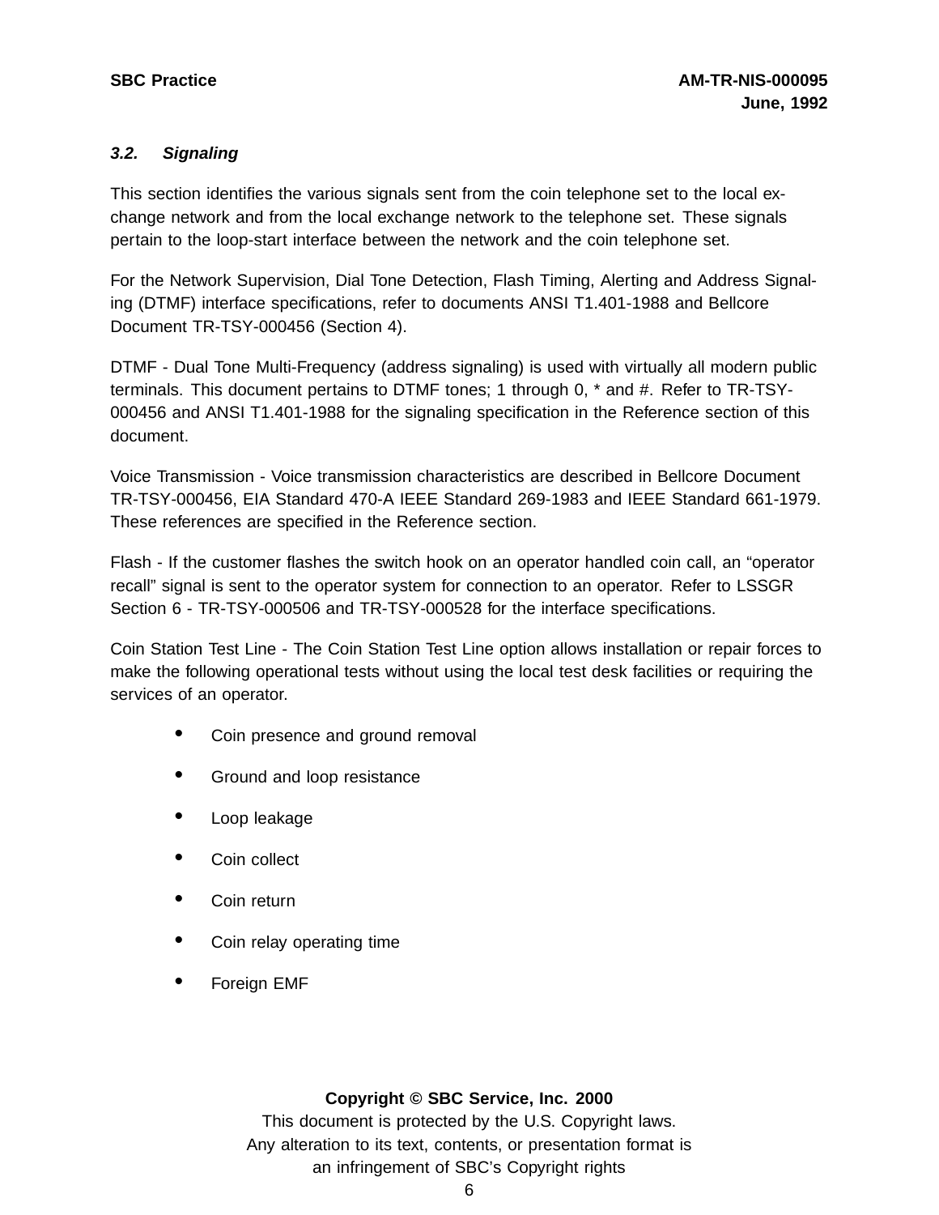### *3.2. Signaling*

This section identifies the various signals sent from the coin telephone set to the local exchange network and from the local exchange network to the telephone set. These signals pertain to the loop-start interface between the network and the coin telephone set.

For the Network Supervision, Dial Tone Detection, Flash Timing, Alerting and Address Signaling (DTMF) interface specifications, refer to documents ANSI T1.401-1988 and Bellcore Document TR-TSY-000456 (Section 4).

DTMF - Dual Tone Multi-Frequency (address signaling) is used with virtually all modern public terminals. This document pertains to DTMF tones; 1 through 0, * and #. Refer to TR-TSY-000456 and ANSI T1.401-1988 for the signaling specification in the Reference section of this document.

Voice Transmission - Voice transmission characteristics are described in Bellcore Document TR-TSY-000456, EIA Standard 470-A IEEE Standard 269-1983 and IEEE Standard 661-1979. These references are specified in the Reference section.

Flash - If the customer flashes the switch hook on an operator handled coin call, an “operator recall” signal is sent to the operator system for connection to an operator. Refer to LSSGR Section 6 - TR-TSY-000506 and TR-TSY-000528 for the interface specifications.

Coin Station Test Line - The Coin Station Test Line option allows installation or repair forces to make the following operational tests without using the local test desk facilities or requiring the services of an operator.

- Coin presence and ground removal
- Ground and loop resistance
- Loop leakage
- Coin collect
- Coin return
- Coin relay operating time
- Foreign EMF

**Copyright © SBC Service, Inc. 2000**
This document is protected by the U.S. Copyright laws.
Any alteration to its text, contents, or presentation format is
an infringement of SBC’s Copyright rights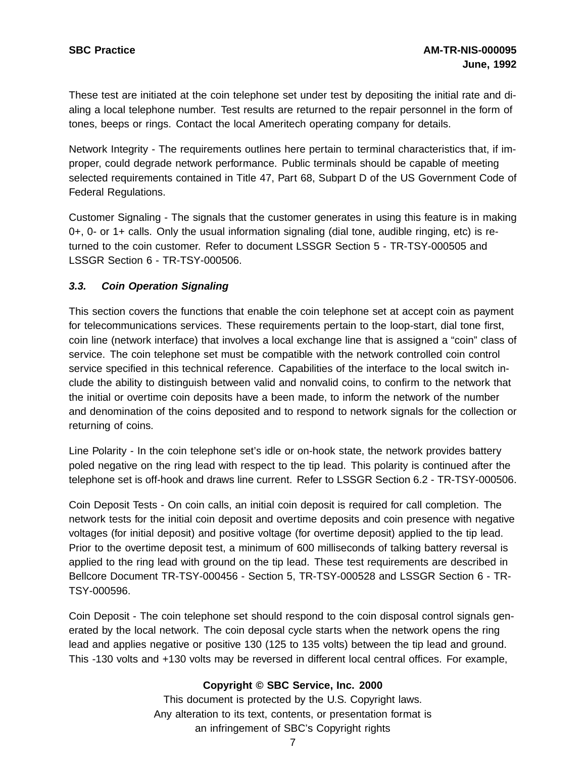These test are initiated at the coin telephone set under test by depositing the initial rate and dialing a local telephone number. Test results are returned to the repair personnel in the form of tones, beeps or rings. Contact the local Ameritech operating company for details.

Network Integrity - The requirements outlines here pertain to terminal characteristics that, if improper, could degrade network performance. Public terminals should be capable of meeting selected requirements contained in Title 47, Part 68, Subpart D of the US Government Code of Federal Regulations.

Customer Signaling - The signals that the customer generates in using this feature is in making 0+, 0- or 1+ calls. Only the usual information signaling (dial tone, audible ringing, etc) is returned to the coin customer. Refer to document LSSGR Section 5 - TR-TSY-000505 and LSSGR Section 6 - TR-TSY-000506.

### *3.3. Coin Operation Signaling*

This section covers the functions that enable the coin telephone set at accept coin as payment for telecommunications services. These requirements pertain to the loop-start, dial tone first, coin line (network interface) that involves a local exchange line that is assigned a “coin” class of service. The coin telephone set must be compatible with the network controlled coin control service specified in this technical reference. Capabilities of the interface to the local switch include the ability to distinguish between valid and nonvalid coins, to confirm to the network that the initial or overtime coin deposits have a been made, to inform the network of the number and denomination of the coins deposited and to respond to network signals for the collection or returning of coins.

Line Polarity - In the coin telephone set’s idle or on-hook state, the network provides battery poled negative on the ring lead with respect to the tip lead. This polarity is continued after the telephone set is off-hook and draws line current. Refer to LSSGR Section 6.2 - TR-TSY-000506.

Coin Deposit Tests - On coin calls, an initial coin deposit is required for call completion. The network tests for the initial coin deposit and overtime deposits and coin presence with negative voltages (for initial deposit) and positive voltage (for overtime deposit) applied to the tip lead. Prior to the overtime deposit test, a minimum of 600 milliseconds of talking battery reversal is applied to the ring lead with ground on the tip lead. These test requirements are described in Bellcore Document TR-TSY-000456 - Section 5, TR-TSY-000528 and LSSGR Section 6 - TR-TSY-000596.

Coin Deposit - The coin telephone set should respond to the coin disposal control signals generated by the local network. The coin deposal cycle starts when the network opens the ring lead and applies negative or positive 130 (125 to 135 volts) between the tip lead and ground. This -130 volts and +130 volts may be reversed in different local central offices. For example,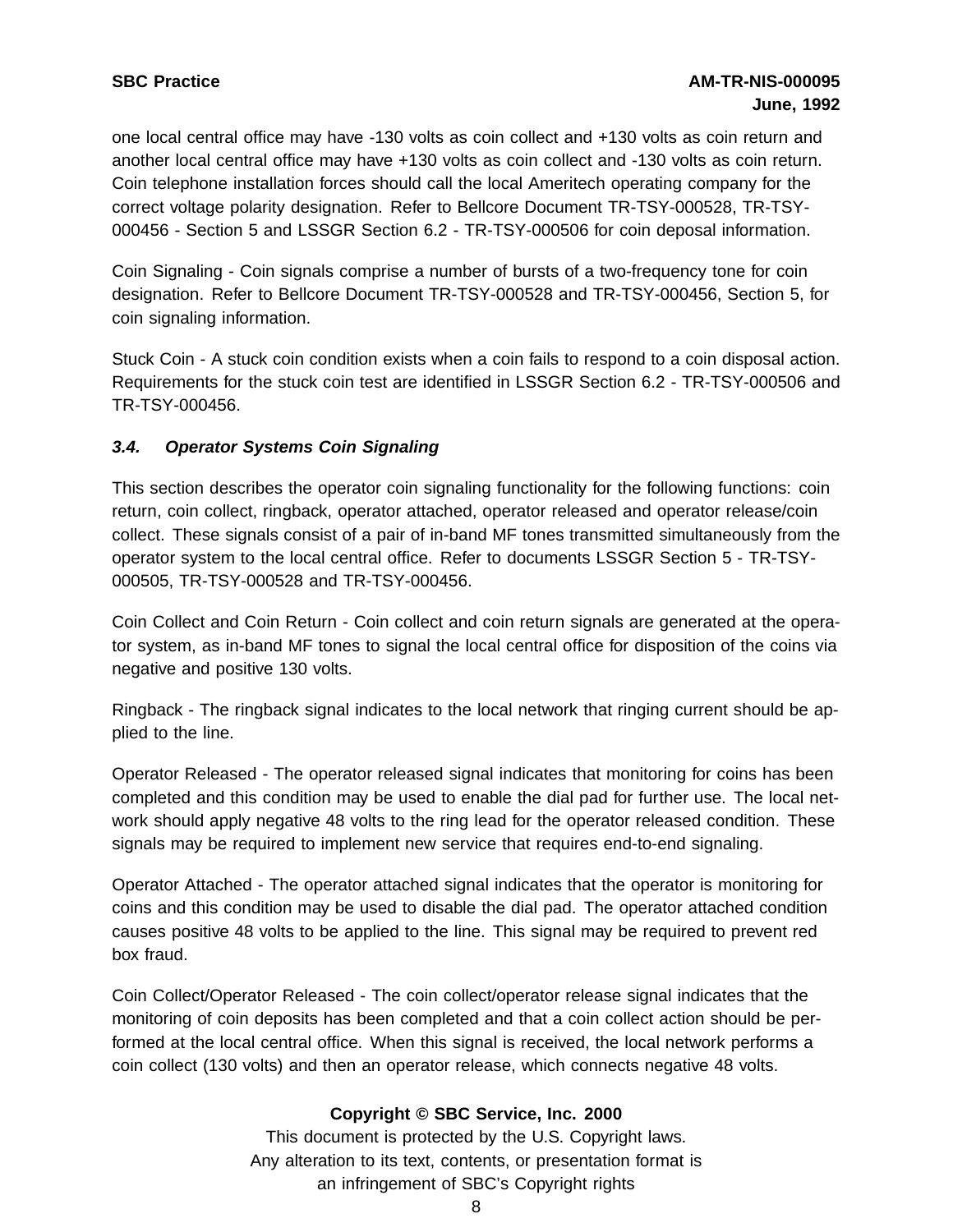one local central office may have -130 volts as coin collect and +130 volts as coin return and another local central office may have +130 volts as coin collect and -130 volts as coin return. Coin telephone installation forces should call the local Ameritech operating company for the correct voltage polarity designation. Refer to Bellcore Document TR-TSY-000528, TR-TSY-000456 - Section 5 and LSSGR Section 6.2 - TR-TSY-000506 for coin deposal information.

Coin Signaling - Coin signals comprise a number of bursts of a two-frequency tone for coin designation. Refer to Bellcore Document TR-TSY-000528 and TR-TSY-000456, Section 5, for coin signaling information.

Stuck Coin - A stuck coin condition exists when a coin fails to respond to a coin disposal action. Requirements for the stuck coin test are identified in LSSGR Section 6.2 - TR-TSY-000506 and TR-TSY-000456.

### *3.4. Operator Systems Coin Signaling*

This section describes the operator coin signaling functionality for the following functions: coin return, coin collect, ringback, operator attached, operator released and operator release/coin collect. These signals consist of a pair of in-band MF tones transmitted simultaneously from the operator system to the local central office. Refer to documents LSSGR Section 5 - TR-TSY-000505, TR-TSY-000528 and TR-TSY-000456.

Coin Collect and Coin Return - Coin collect and coin return signals are generated at the operator system, as in-band MF tones to signal the local central office for disposition of the coins via negative and positive 130 volts.

Ringback - The ringback signal indicates to the local network that ringing current should be applied to the line.

Operator Released - The operator released signal indicates that monitoring for coins has been completed and this condition may be used to enable the dial pad for further use. The local network should apply negative 48 volts to the ring lead for the operator released condition. These signals may be required to implement new service that requires end-to-end signaling.

Operator Attached - The operator attached signal indicates that the operator is monitoring for coins and this condition may be used to disable the dial pad. The operator attached condition causes positive 48 volts to be applied to the line. This signal may be required to prevent red box fraud.

Coin Collect/Operator Released - The coin collect/operator release signal indicates that the monitoring of coin deposits has been completed and that a coin collect action should be performed at the local central office. When this signal is received, the local network performs a coin collect (130 volts) and then an operator release, which connects negative 48 volts.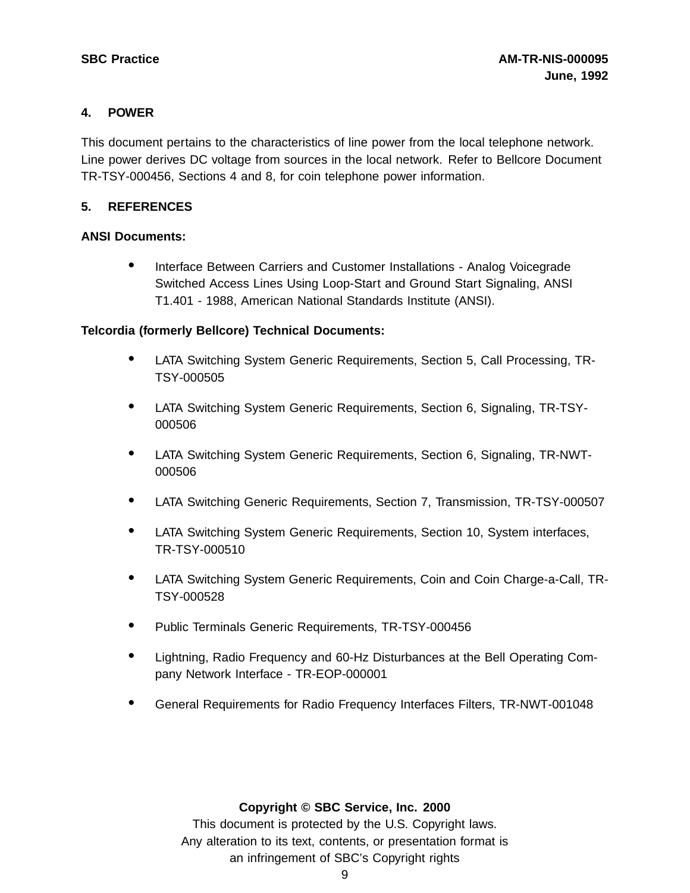## 4. POWER

This document pertains to the characteristics of line power from the local telephone network. Line power derives DC voltage from sources in the local network. Refer to Bellcore Document TR-TSY-000456, Sections 4 and 8, for coin telephone power information.

## 5. REFERENCES

**ANSI Documents:**

- Interface Between Carriers and Customer Installations - Analog Voicegrade Switched Access Lines Using Loop-Start and Ground Start Signaling, ANSI T1.401 - 1988, American National Standards Institute (ANSI).

**Telcordia (formerly Bellcore) Technical Documents:**

- LATA Switching System Generic Requirements, Section 5, Call Processing, TR-TSY-000505
- LATA Switching System Generic Requirements, Section 6, Signaling, TR-TSY-000506
- LATA Switching System Generic Requirements, Section 6, Signaling, TR-NWT-000506
- LATA Switching Generic Requirements, Section 7, Transmission, TR-TSY-000507
- LATA Switching System Generic Requirements, Section 10, System interfaces, TR-TSY-000510
- LATA Switching System Generic Requirements, Coin and Coin Charge-a-Call, TR-TSY-000528
- Public Terminals Generic Requirements, TR-TSY-000456
- Lightning, Radio Frequency and 60-Hz Disturbances at the Bell Operating Company Network Interface - TR-EOP-000001
- General Requirements for Radio Frequency Interfaces Filters, TR-NWT-001048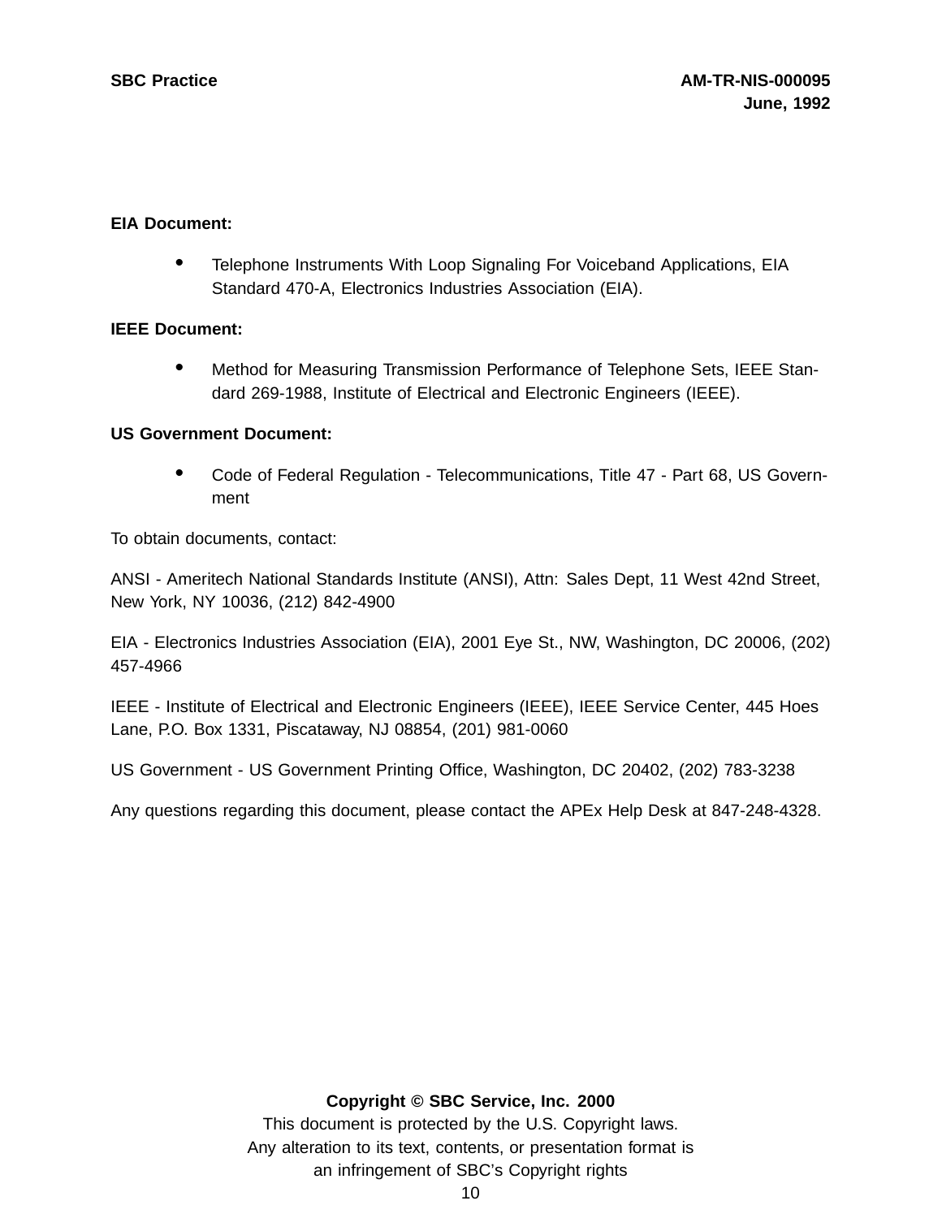**EIA Document:**

- Telephone Instruments With Loop Signaling For Voiceband Applications, EIA Standard 470-A, Electronics Industries Association (EIA).

**IEEE Document:**

- Method for Measuring Transmission Performance of Telephone Sets, IEEE Standard 269-1988, Institute of Electrical and Electronic Engineers (IEEE).

**US Government Document:**

- Code of Federal Regulation - Telecommunications, Title 47 - Part 68, US Government

To obtain documents, contact:

ANSI - Ameritech National Standards Institute (ANSI), Attn: Sales Dept, 11 West 42nd Street, New York, NY 10036, (212) 842-4900

EIA - Electronics Industries Association (EIA), 2001 Eye St., NW, Washington, DC 20006, (202) 457-4966

IEEE - Institute of Electrical and Electronic Engineers (IEEE), IEEE Service Center, 445 Hoes Lane, P.O. Box 1331, Piscataway, NJ 08854, (201) 981-0060

US Government - US Government Printing Office, Washington, DC 20402, (202) 783-3238

Any questions regarding this document, please contact the APEx Help Desk at 847-248-4328.

**Copyright © SBC Service, Inc. 2000**

This document is protected by the U.S. Copyright laws.
Any alteration to its text, contents, or presentation format is an infringement of SBC's Copyright rights